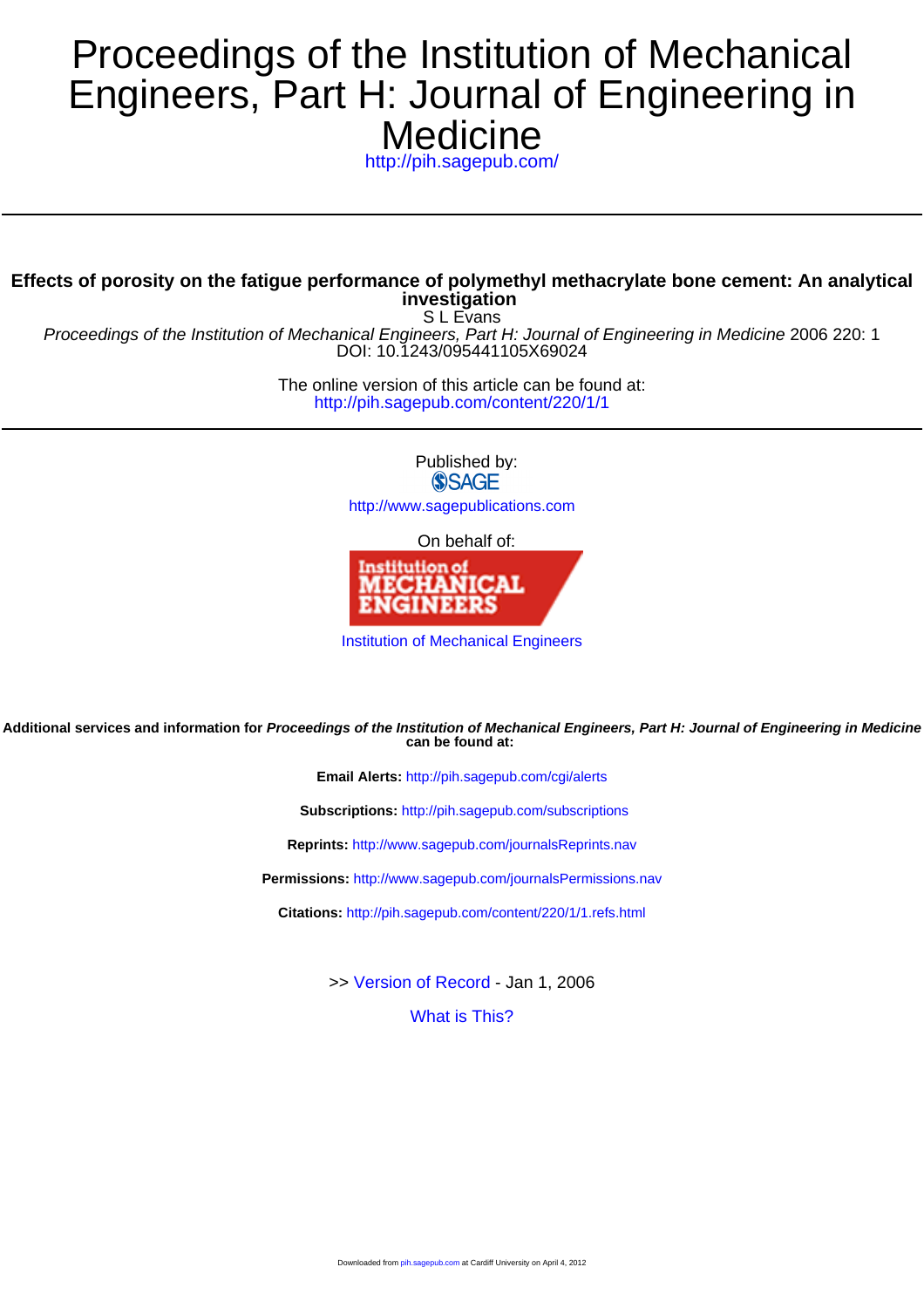# Proceedings of the Institution of Mechanical Engineers, Part H: Journal of Engineering in Medicine

http://pih.sagepub.com/

---

**Effects of porosity on the fatigue performance of polymethyl methacrylate bone cement: An analytical investigation**

S L Evans

*Proceedings of the Institution of Mechanical Engineers, Part H: Journal of Engineering in Medicine* 2006 220: 1

DOI: 10.1243/095441105X69024

The online version of this article can be found at:
http://pih.sagepub.com/content/220/1/1

---

Published by:

SAGE

http://www.sagepublications.com

On behalf of:

Institution of Mechanical Engineers

Institution of Mechanical Engineers

**Additional services and information for *Proceedings of the Institution of Mechanical Engineers, Part H: Journal of Engineering in Medicine* can be found at:**

**Email Alerts:** http://pih.sagepub.com/cgi/alerts

**Subscriptions:** http://pih.sagepub.com/subscriptions

**Reprints:** http://www.sagepub.com/journalsReprints.nav

**Permissions:** http://www.sagepub.com/journalsPermissions.nav

**Citations:** http://pih.sagepub.com/content/220/1/1.refs.html

>> Version of Record - Jan 1, 2006

What is This?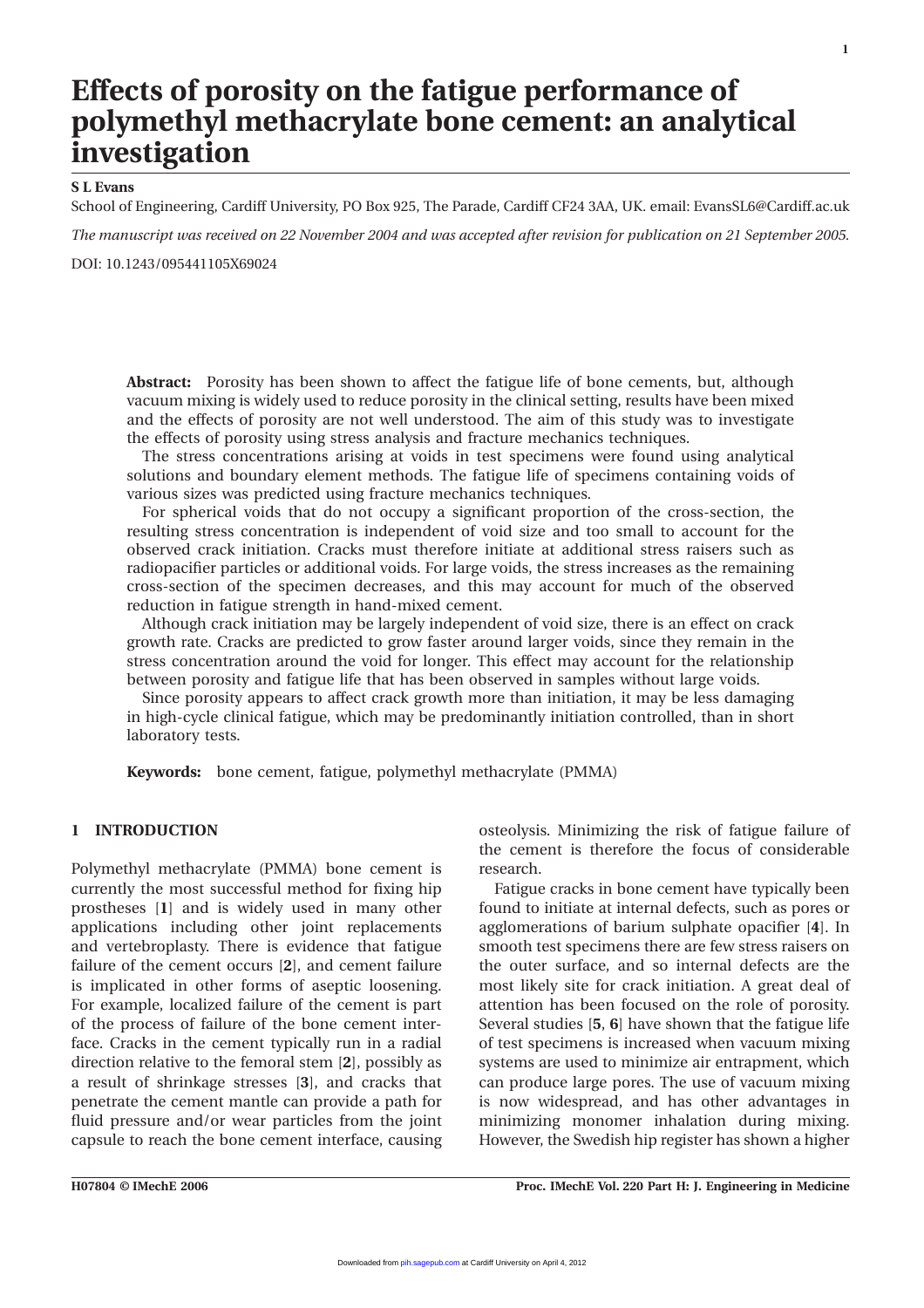# Effects of porosity on the fatigue performance of polymethyl methacrylate bone cement: an analytical investigation

**S L Evans**

School of Engineering, Cardiff University, PO Box 925, The Parade, Cardiff CF24 3AA, UK. email: EvansSL6@Cardiff.ac.uk

*The manuscript was received on 22 November 2004 and was accepted after revision for publication on 21 September 2005.*

DOI: 10.1243/095441105X69024

**Abstract:** Porosity has been shown to affect the fatigue life of bone cements, but, although vacuum mixing is widely used to reduce porosity in the clinical setting, results have been mixed and the effects of porosity are not well understood. The aim of this study was to investigate the effects of porosity using stress analysis and fracture mechanics techniques.

The stress concentrations arising at voids in test specimens were found using analytical solutions and boundary element methods. The fatigue life of specimens containing voids of various sizes was predicted using fracture mechanics techniques.

For spherical voids that do not occupy a significant proportion of the cross-section, the resulting stress concentration is independent of void size and too small to account for the observed crack initiation. Cracks must therefore initiate at additional stress raisers such as radiopacifier particles or additional voids. For large voids, the stress increases as the remaining cross-section of the specimen decreases, and this may account for much of the observed reduction in fatigue strength in hand-mixed cement.

Although crack initiation may be largely independent of void size, there is an effect on crack growth rate. Cracks are predicted to grow faster around larger voids, since they remain in the stress concentration around the void for longer. This effect may account for the relationship between porosity and fatigue life that has been observed in samples without large voids.

Since porosity appears to affect crack growth more than initiation, it may be less damaging in high-cycle clinical fatigue, which may be predominantly initiation controlled, than in short laboratory tests.

**Keywords:** bone cement, fatigue, polymethyl methacrylate (PMMA)

## 1 INTRODUCTION

Polymethyl methacrylate (PMMA) bone cement is currently the most successful method for fixing hip prostheses [**1**] and is widely used in many other applications including other joint replacements and vertebroplasty. There is evidence that fatigue failure of the cement occurs [**2**], and cement failure is implicated in other forms of aseptic loosening. For example, localized failure of the cement is part of the process of failure of the bone cement interface. Cracks in the cement typically run in a radial direction relative to the femoral stem [**2**], possibly as a result of shrinkage stresses [**3**], and cracks that penetrate the cement mantle can provide a path for fluid pressure and/or wear particles from the joint capsule to reach the bone cement interface, causing osteolysis. Minimizing the risk of fatigue failure of the cement is therefore the focus of considerable research.

Fatigue cracks in bone cement have typically been found to initiate at internal defects, such as pores or agglomerations of barium sulphate opacifier [**4**]. In smooth test specimens there are few stress raisers on the outer surface, and so internal defects are the most likely site for crack initiation. A great deal of attention has been focused on the role of porosity. Several studies [**5**, **6**] have shown that the fatigue life of test specimens is increased when vacuum mixing systems are used to minimize air entrapment, which can produce large pores. The use of vacuum mixing is now widespread, and has other advantages in minimizing monomer inhalation during mixing. However, the Swedish hip register has shown a higher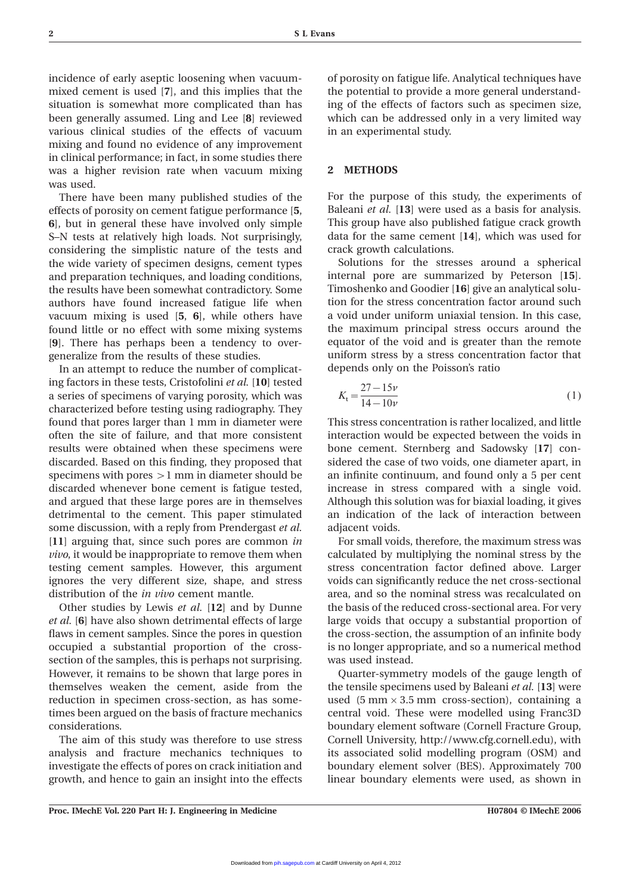incidence of early aseptic loosening when vacuum-mixed cement is used [**7**], and this implies that the situation is somewhat more complicated than has been generally assumed. Ling and Lee [**8**] reviewed various clinical studies of the effects of vacuum mixing and found no evidence of any improvement in clinical performance; in fact, in some studies there was a higher revision rate when vacuum mixing was used.

There have been many published studies of the effects of porosity on cement fatigue performance [**5**, **6**], but in general these have involved only simple S–N tests at relatively high loads. Not surprisingly, considering the simplistic nature of the tests and the wide variety of specimen designs, cement types and preparation techniques, and loading conditions, the results have been somewhat contradictory. Some authors have found increased fatigue life when vacuum mixing is used [**5**, **6**], while others have found little or no effect with some mixing systems [**9**]. There has perhaps been a tendency to overgeneralize from the results of these studies.

In an attempt to reduce the number of complicating factors in these tests, Cristofolini *et al.* [**10**] tested a series of specimens of varying porosity, which was characterized before testing using radiography. They found that pores larger than 1 mm in diameter were often the site of failure, and that more consistent results were obtained when these specimens were discarded. Based on this finding, they proposed that specimens with pores $>1$ mm in diameter should be discarded whenever bone cement is fatigue tested, and argued that these large pores are in themselves detrimental to the cement. This paper stimulated some discussion, with a reply from Prendergast *et al.* [**11**] arguing that, since such pores are common *in vivo*, it would be inappropriate to remove them when testing cement samples. However, this argument ignores the very different size, shape, and stress distribution of the *in vivo* cement mantle.

Other studies by Lewis *et al.* [**12**] and by Dunne *et al.* [**6**] have also shown detrimental effects of large flaws in cement samples. Since the pores in question occupied a substantial proportion of the cross-section of the samples, this is perhaps not surprising. However, it remains to be shown that large pores in themselves weaken the cement, aside from the reduction in specimen cross-section, as has sometimes been argued on the basis of fracture mechanics considerations.

The aim of this study was therefore to use stress analysis and fracture mechanics techniques to investigate the effects of pores on crack initiation and growth, and hence to gain an insight into the effects of porosity on fatigue life. Analytical techniques have the potential to provide a more general understanding of the effects of factors such as specimen size, which can be addressed only in a very limited way in an experimental study.

## 2 METHODS

For the purpose of this study, the experiments of Baleani *et al.* [**13**] were used as a basis for analysis. This group have also published fatigue crack growth data for the same cement [**14**], which was used for crack growth calculations.

Solutions for the stresses around a spherical internal pore are summarized by Peterson [**15**]. Timoshenko and Goodier [**16**] give an analytical solution for the stress concentration factor around such a void under uniform uniaxial tension. In this case, the maximum principal stress occurs around the equator of the void and is greater than the remote uniform stress by a stress concentration factor that depends only on the Poisson's ratio

$$K_t = \frac{27 - 15\nu}{14 - 10\nu} \tag{1}$$

This stress concentration is rather localized, and little interaction would be expected between the voids in bone cement. Sternberg and Sadowsky [**17**] considered the case of two voids, one diameter apart, in an infinite continuum, and found only a 5 per cent increase in stress compared with a single void. Although this solution was for biaxial loading, it gives an indication of the lack of interaction between adjacent voids.

For small voids, therefore, the maximum stress was calculated by multiplying the nominal stress by the stress concentration factor defined above. Larger voids can significantly reduce the net cross-sectional area, and so the nominal stress was recalculated on the basis of the reduced cross-sectional area. For very large voids that occupy a substantial proportion of the cross-section, the assumption of an infinite body is no longer appropriate, and so a numerical method was used instead.

Quarter-symmetry models of the gauge length of the tensile specimens used by Baleani *et al.* [**13**] were used ($5\ \text{mm} \times 3.5\ \text{mm}$ cross-section), containing a central void. These were modelled using Franc3D boundary element software (Cornell Fracture Group, Cornell University, http://www.cfg.cornell.edu), with its associated solid modelling program (OSM) and boundary element solver (BES). Approximately 700 linear boundary elements were used, as shown in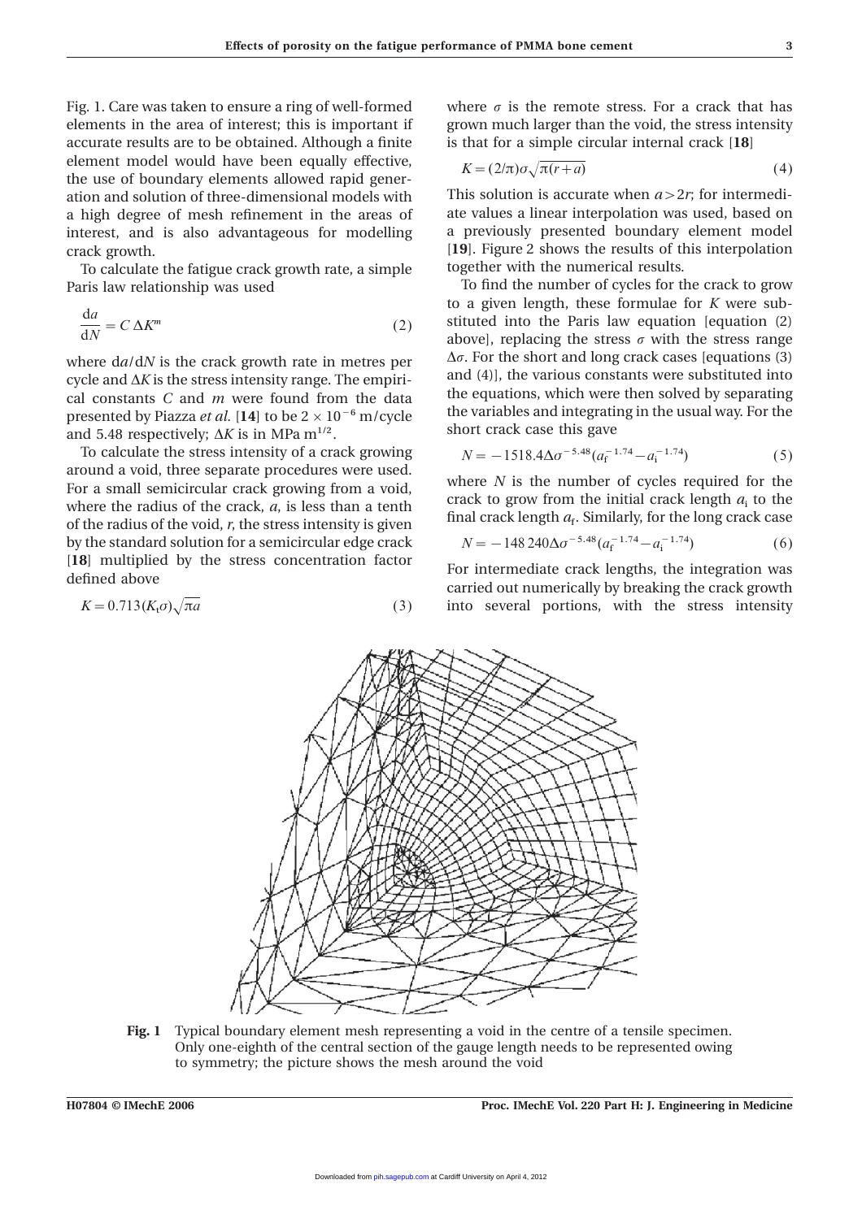Fig. 1. Care was taken to ensure a ring of well-formed elements in the area of interest; this is important if accurate results are to be obtained. Although a finite element model would have been equally effective, the use of boundary elements allowed rapid generation and solution of three-dimensional models with a high degree of mesh refinement in the areas of interest, and is also advantageous for modelling crack growth.

To calculate the fatigue crack growth rate, a simple Paris law relationship was used

$$\frac{\mathrm{d}a}{\mathrm{d}N} = C\,\Delta K^m \tag{2}$$

where $\mathrm{d}a/\mathrm{d}N$ is the crack growth rate in metres per cycle and $\Delta K$ is the stress intensity range. The empirical constants $C$ and $m$ were found from the data presented by Piazza *et al.* [**14**] to be $2 \times 10^{-6}$ m/cycle and 5.48 respectively; $\Delta K$ is in MPa m$^{1/2}$.

To calculate the stress intensity of a crack growing around a void, three separate procedures were used. For a small semicircular crack growing from a void, where the radius of the crack, $a$, is less than a tenth of the radius of the void, $r$, the stress intensity is given by the standard solution for a semicircular edge crack [**18**] multiplied by the stress concentration factor defined above

$$K = 0.713(K_t\sigma)\sqrt{\pi a} \tag{3}$$

where $\sigma$ is the remote stress. For a crack that has grown much larger than the void, the stress intensity is that for a simple circular internal crack [**18**]

$$K = (2/\pi)\sigma\sqrt{\pi(r+a)} \tag{4}$$

This solution is accurate when $a > 2r$; for intermediate values a linear interpolation was used, based on a previously presented boundary element model [**19**]. Figure 2 shows the results of this interpolation together with the numerical results.

To find the number of cycles for the crack to grow to a given length, these formulae for $K$ were substituted into the Paris law equation [equation (2) above], replacing the stress $\sigma$ with the stress range $\Delta\sigma$. For the short and long crack cases [equations (3) and (4)], the various constants were substituted into the equations, which were then solved by separating the variables and integrating in the usual way. For the short crack case this gave

$$N = -1518.4\Delta\sigma^{-5.48}(a_f^{-1.74} - a_i^{-1.74}) \tag{5}$$

where $N$ is the number of cycles required for the crack to grow from the initial crack length $a_i$ to the final crack length $a_f$. Similarly, for the long crack case

$$N = -148\,240\Delta\sigma^{-5.48}(a_f^{-1.74} - a_i^{-1.74}) \tag{6}$$

For intermediate crack lengths, the integration was carried out numerically by breaking the crack growth into several portions, with the stress intensity

**Fig. 1** Typical boundary element mesh representing a void in the centre of a tensile specimen. Only one-eighth of the central section of the gauge length needs to be represented owing to symmetry; the picture shows the mesh around the void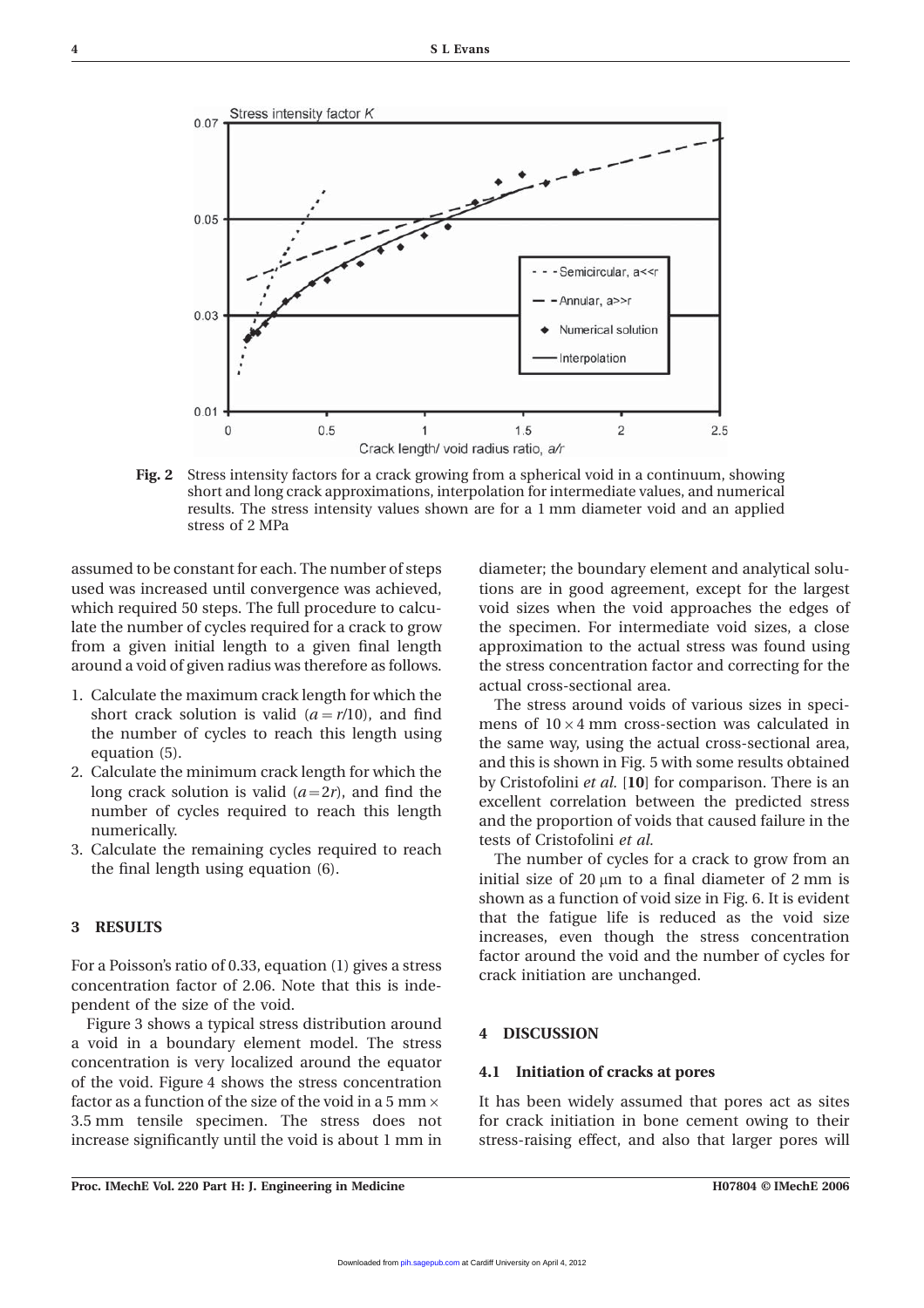Fig. 2 Stress intensity factors for a crack growing from a spherical void in a continuum, showing short and long crack approximations, interpolation for intermediate values, and numerical results. The stress intensity values shown are for a 1 mm diameter void and an applied stress of 2 MPa

assumed to be constant for each. The number of steps used was increased until convergence was achieved, which required 50 steps. The full procedure to calculate the number of cycles required for a crack to grow from a given initial length to a given final length around a void of given radius was therefore as follows.

1. Calculate the maximum crack length for which the short crack solution is valid ($a = r/10$), and find the number of cycles to reach this length using equation (5).
2. Calculate the minimum crack length for which the long crack solution is valid ($a = 2r$), and find the number of cycles required to reach this length numerically.
3. Calculate the remaining cycles required to reach the final length using equation (6).

## 3 RESULTS

For a Poisson's ratio of 0.33, equation (1) gives a stress concentration factor of 2.06. Note that this is independent of the size of the void.

Figure 3 shows a typical stress distribution around a void in a boundary element model. The stress concentration is very localized around the equator of the void. Figure 4 shows the stress concentration factor as a function of the size of the void in a 5 mm × 3.5 mm tensile specimen. The stress does not increase significantly until the void is about 1 mm in diameter; the boundary element and analytical solutions are in good agreement, except for the largest void sizes when the void approaches the edges of the specimen. For intermediate void sizes, a close approximation to the actual stress was found using the stress concentration factor and correcting for the actual cross-sectional area.

The stress around voids of various sizes in specimens of 10 × 4 mm cross-section was calculated in the same way, using the actual cross-sectional area, and this is shown in Fig. 5 with some results obtained by Cristofolini *et al.* [**10**] for comparison. There is an excellent correlation between the predicted stress and the proportion of voids that caused failure in the tests of Cristofolini *et al.*

The number of cycles for a crack to grow from an initial size of 20 μm to a final diameter of 2 mm is shown as a function of void size in Fig. 6. It is evident that the fatigue life is reduced as the void size increases, even though the stress concentration factor around the void and the number of cycles for crack initiation are unchanged.

## 4 DISCUSSION

### 4.1 Initiation of cracks at pores

It has been widely assumed that pores act as sites for crack initiation in bone cement owing to their stress-raising effect, and also that larger pores will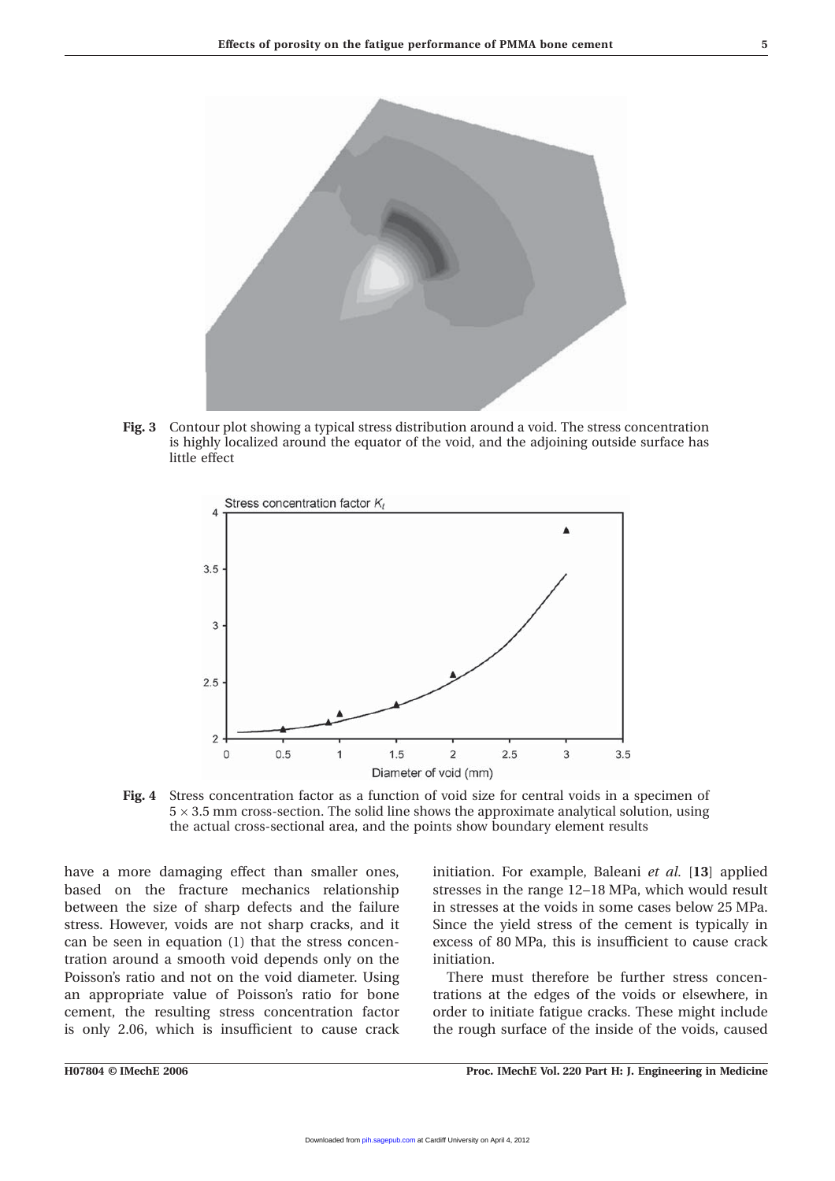**Fig. 3** Contour plot showing a typical stress distribution around a void. The stress concentration is highly localized around the equator of the void, and the adjoining outside surface has little effect

**Fig. 4** Stress concentration factor as a function of void size for central voids in a specimen of $5 \times 3.5$ mm cross-section. The solid line shows the approximate analytical solution, using the actual cross-sectional area, and the points show boundary element results

have a more damaging effect than smaller ones, based on the fracture mechanics relationship between the size of sharp defects and the failure stress. However, voids are not sharp cracks, and it can be seen in equation (1) that the stress concentration around a smooth void depends only on the Poisson's ratio and not on the void diameter. Using an appropriate value of Poisson's ratio for bone cement, the resulting stress concentration factor is only 2.06, which is insufficient to cause crack initiation. For example, Baleani *et al.* [**13**] applied stresses in the range 12–18 MPa, which would result in stresses at the voids in some cases below 25 MPa. Since the yield stress of the cement is typically in excess of 80 MPa, this is insufficient to cause crack initiation.

There must therefore be further stress concentrations at the edges of the voids or elsewhere, in order to initiate fatigue cracks. These might include the rough surface of the inside of the voids, caused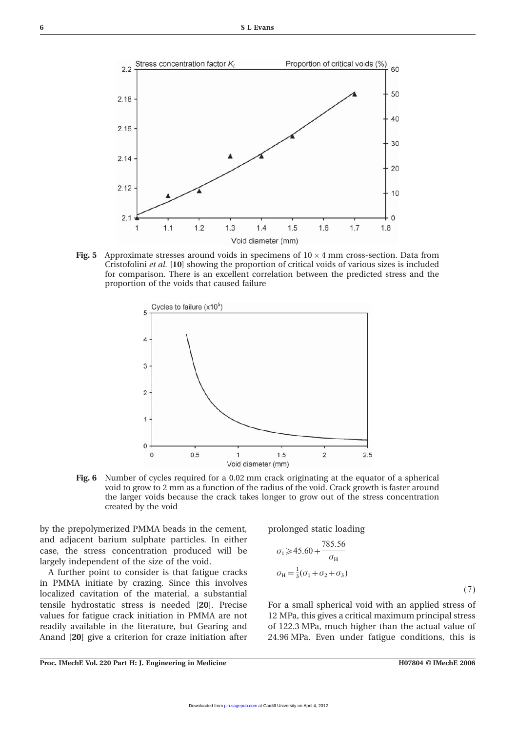**Fig. 5** Approximate stresses around voids in specimens of $10 \times 4$ mm cross-section. Data from Cristofolini *et al.* [**10**] showing the proportion of critical voids of various sizes is included for comparison. There is an excellent correlation between the predicted stress and the proportion of the voids that caused failure

**Fig. 6** Number of cycles required for a 0.02 mm crack originating at the equator of a spherical void to grow to 2 mm as a function of the radius of the void. Crack growth is faster around the larger voids because the crack takes longer to grow out of the stress concentration created by the void

by the prepolymerized PMMA beads in the cement, and adjacent barium sulphate particles. In either case, the stress concentration produced will be largely independent of the size of the void.

A further point to consider is that fatigue cracks in PMMA initiate by crazing. Since this involves localized cavitation of the material, a substantial tensile hydrostatic stress is needed [**20**]. Precise values for fatigue crack initiation in PMMA are not readily available in the literature, but Gearing and Anand [**20**] give a criterion for craze initiation after prolonged static loading

$$
\begin{aligned}
\sigma_1 &\geqslant 45.60 + \frac{785.56}{\sigma_H} \\
\sigma_H &= \tfrac{1}{3}(\sigma_1 + \sigma_2 + \sigma_3)
\end{aligned}
\tag{7}
$$

For a small spherical void with an applied stress of 12 MPa, this gives a critical maximum principal stress of 122.3 MPa, much higher than the actual value of 24.96 MPa. Even under fatigue conditions, this is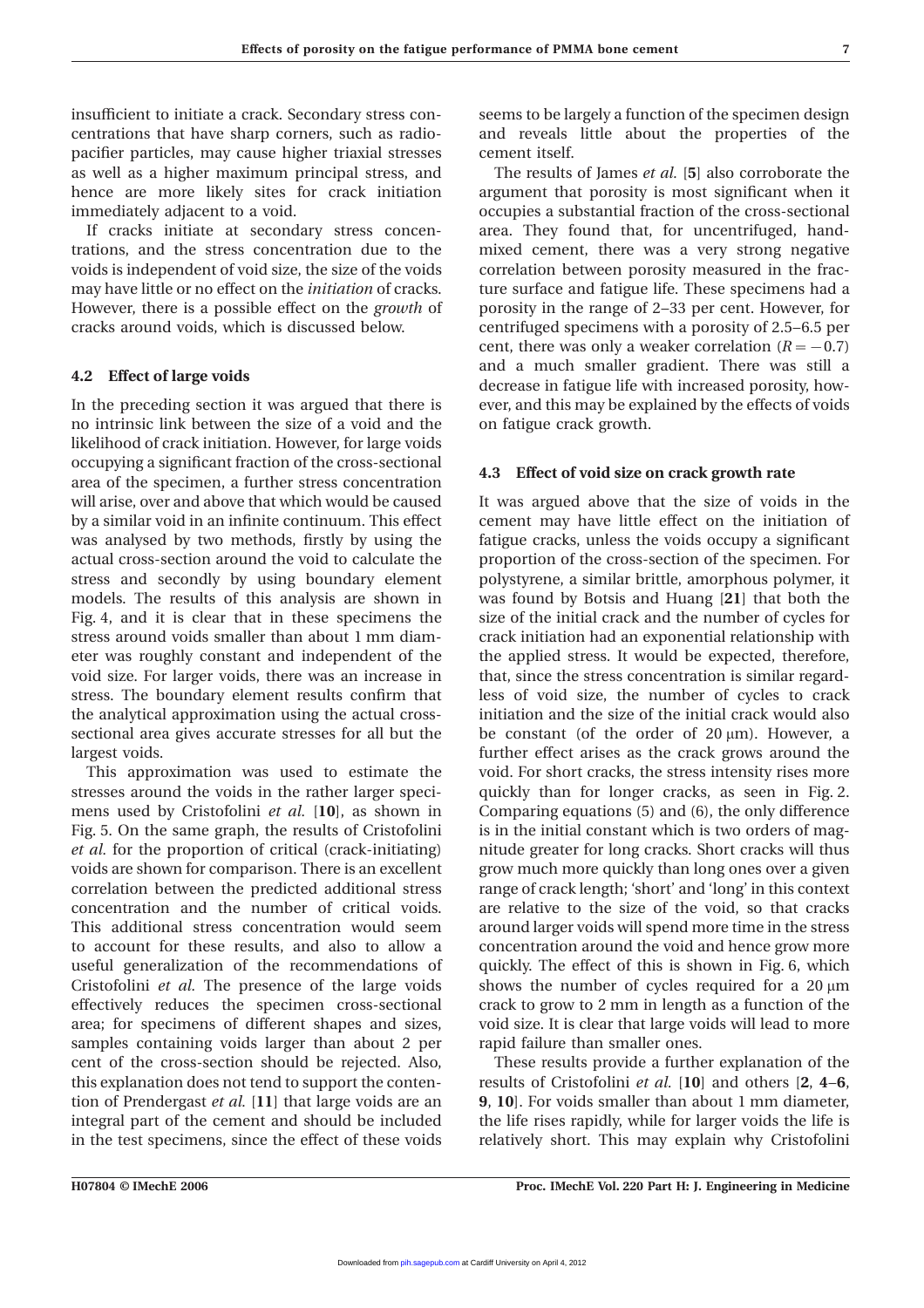insufficient to initiate a crack. Secondary stress concentrations that have sharp corners, such as radiopacifier particles, may cause higher triaxial stresses as well as a higher maximum principal stress, and hence are more likely sites for crack initiation immediately adjacent to a void.

If cracks initiate at secondary stress concentrations, and the stress concentration due to the voids is independent of void size, the size of the voids may have little or no effect on the *initiation* of cracks. However, there is a possible effect on the *growth* of cracks around voids, which is discussed below.

### 4.2 Effect of large voids

In the preceding section it was argued that there is no intrinsic link between the size of a void and the likelihood of crack initiation. However, for large voids occupying a significant fraction of the cross-sectional area of the specimen, a further stress concentration will arise, over and above that which would be caused by a similar void in an infinite continuum. This effect was analysed by two methods, firstly by using the actual cross-section around the void to calculate the stress and secondly by using boundary element models. The results of this analysis are shown in Fig. 4, and it is clear that in these specimens the stress around voids smaller than about 1 mm diameter was roughly constant and independent of the void size. For larger voids, there was an increase in stress. The boundary element results confirm that the analytical approximation using the actual cross-sectional area gives accurate stresses for all but the largest voids.

This approximation was used to estimate the stresses around the voids in the rather larger specimens used by Cristofolini *et al.* [**10**], as shown in Fig. 5. On the same graph, the results of Cristofolini *et al.* for the proportion of critical (crack-initiating) voids are shown for comparison. There is an excellent correlation between the predicted additional stress concentration and the number of critical voids. This additional stress concentration would seem to account for these results, and also to allow a useful generalization of the recommendations of Cristofolini *et al.* The presence of the large voids effectively reduces the specimen cross-sectional area; for specimens of different shapes and sizes, samples containing voids larger than about 2 per cent of the cross-section should be rejected. Also, this explanation does not tend to support the contention of Prendergast *et al.* [**11**] that large voids are an integral part of the cement and should be included in the test specimens, since the effect of these voids seems to be largely a function of the specimen design and reveals little about the properties of the cement itself.

The results of James *et al.* [**5**] also corroborate the argument that porosity is most significant when it occupies a substantial fraction of the cross-sectional area. They found that, for uncentrifuged, hand-mixed cement, there was a very strong negative correlation between porosity measured in the fracture surface and fatigue life. These specimens had a porosity in the range of 2–33 per cent. However, for centrifuged specimens with a porosity of 2.5–6.5 per cent, there was only a weaker correlation ($R = -0.7$) and a much smaller gradient. There was still a decrease in fatigue life with increased porosity, however, and this may be explained by the effects of voids on fatigue crack growth.

### 4.3 Effect of void size on crack growth rate

It was argued above that the size of voids in the cement may have little effect on the initiation of fatigue cracks, unless the voids occupy a significant proportion of the cross-section of the specimen. For polystyrene, a similar brittle, amorphous polymer, it was found by Botsis and Huang [**21**] that both the size of the initial crack and the number of cycles for crack initiation had an exponential relationship with the applied stress. It would be expected, therefore, that, since the stress concentration is similar regardless of void size, the number of cycles to crack initiation and the size of the initial crack would also be constant (of the order of 20 μm). However, a further effect arises as the crack grows around the void. For short cracks, the stress intensity rises more quickly than for longer cracks, as seen in Fig. 2. Comparing equations (5) and (6), the only difference is in the initial constant which is two orders of magnitude greater for long cracks. Short cracks will thus grow much more quickly than long ones over a given range of crack length; 'short' and 'long' in this context are relative to the size of the void, so that cracks around larger voids will spend more time in the stress concentration around the void and hence grow more quickly. The effect of this is shown in Fig. 6, which shows the number of cycles required for a 20 μm crack to grow to 2 mm in length as a function of the void size. It is clear that large voids will lead to more rapid failure than smaller ones.

These results provide a further explanation of the results of Cristofolini *et al.* [**10**] and others [**2**, **4–6**, **9**, **10**]. For voids smaller than about 1 mm diameter, the life rises rapidly, while for larger voids the life is relatively short. This may explain why Cristofolini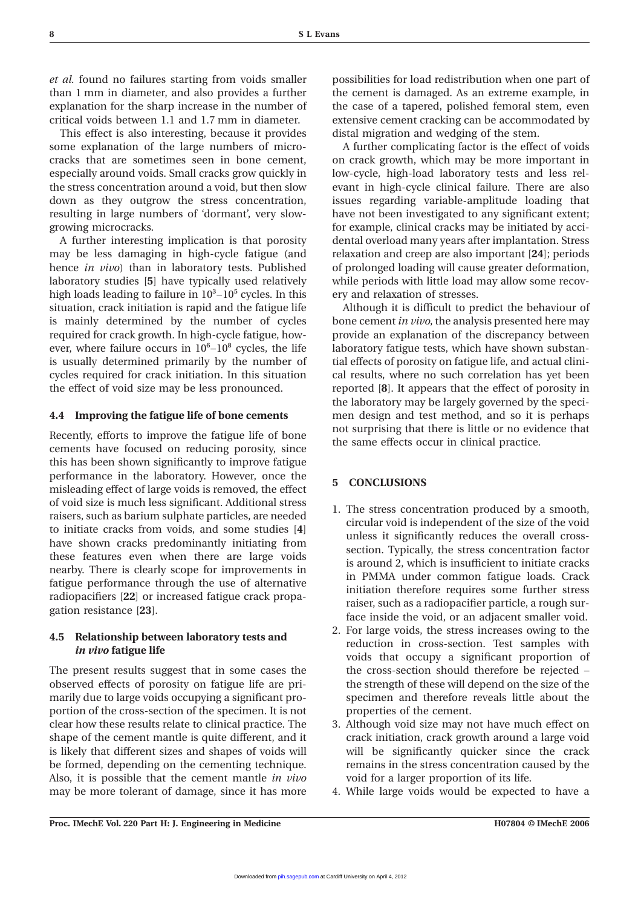*et al.* found no failures starting from voids smaller than 1 mm in diameter, and also provides a further explanation for the sharp increase in the number of critical voids between 1.1 and 1.7 mm in diameter.

This effect is also interesting, because it provides some explanation of the large numbers of microcracks that are sometimes seen in bone cement, especially around voids. Small cracks grow quickly in the stress concentration around a void, but then slow down as they outgrow the stress concentration, resulting in large numbers of 'dormant', very slow-growing microcracks.

A further interesting implication is that porosity may be less damaging in high-cycle fatigue (and hence *in vivo*) than in laboratory tests. Published laboratory studies [**5**] have typically used relatively high loads leading to failure in $10^3$–$10^5$ cycles. In this situation, crack initiation is rapid and the fatigue life is mainly determined by the number of cycles required for crack growth. In high-cycle fatigue, however, where failure occurs in $10^6$–$10^8$ cycles, the life is usually determined primarily by the number of cycles required for crack initiation. In this situation the effect of void size may be less pronounced.

### 4.4 Improving the fatigue life of bone cements

Recently, efforts to improve the fatigue life of bone cements have focused on reducing porosity, since this has been shown significantly to improve fatigue performance in the laboratory. However, once the misleading effect of large voids is removed, the effect of void size is much less significant. Additional stress raisers, such as barium sulphate particles, are needed to initiate cracks from voids, and some studies [**4**] have shown cracks predominantly initiating from these features even when there are large voids nearby. There is clearly scope for improvements in fatigue performance through the use of alternative radiopacifiers [**22**] or increased fatigue crack propagation resistance [**23**].

### 4.5 Relationship between laboratory tests and *in vivo* fatigue life

The present results suggest that in some cases the observed effects of porosity on fatigue life are primarily due to large voids occupying a significant proportion of the cross-section of the specimen. It is not clear how these results relate to clinical practice. The shape of the cement mantle is quite different, and it is likely that different sizes and shapes of voids will be formed, depending on the cementing technique. Also, it is possible that the cement mantle *in vivo* may be more tolerant of damage, since it has more possibilities for load redistribution when one part of the cement is damaged. As an extreme example, in the case of a tapered, polished femoral stem, even extensive cement cracking can be accommodated by distal migration and wedging of the stem.

A further complicating factor is the effect of voids on crack growth, which may be more important in low-cycle, high-load laboratory tests and less relevant in high-cycle clinical failure. There are also issues regarding variable-amplitude loading that have not been investigated to any significant extent; for example, clinical cracks may be initiated by accidental overload many years after implantation. Stress relaxation and creep are also important [**24**]; periods of prolonged loading will cause greater deformation, while periods with little load may allow some recovery and relaxation of stresses.

Although it is difficult to predict the behaviour of bone cement *in vivo*, the analysis presented here may provide an explanation of the discrepancy between laboratory fatigue tests, which have shown substantial effects of porosity on fatigue life, and actual clinical results, where no such correlation has yet been reported [**8**]. It appears that the effect of porosity in the laboratory may be largely governed by the specimen design and test method, and so it is perhaps not surprising that there is little or no evidence that the same effects occur in clinical practice.

## 5 CONCLUSIONS

1. The stress concentration produced by a smooth, circular void is independent of the size of the void unless it significantly reduces the overall cross-section. Typically, the stress concentration factor is around 2, which is insufficient to initiate cracks in PMMA under common fatigue loads. Crack initiation therefore requires some further stress raiser, such as a radiopacifier particle, a rough surface inside the void, or an adjacent smaller void.
2. For large voids, the stress increases owing to the reduction in cross-section. Test samples with voids that occupy a significant proportion of the cross-section should therefore be rejected – the strength of these will depend on the size of the specimen and therefore reveals little about the properties of the cement.
3. Although void size may not have much effect on crack initiation, crack growth around a large void will be significantly quicker since the crack remains in the stress concentration caused by the void for a larger proportion of its life.
4. While large voids would be expected to have a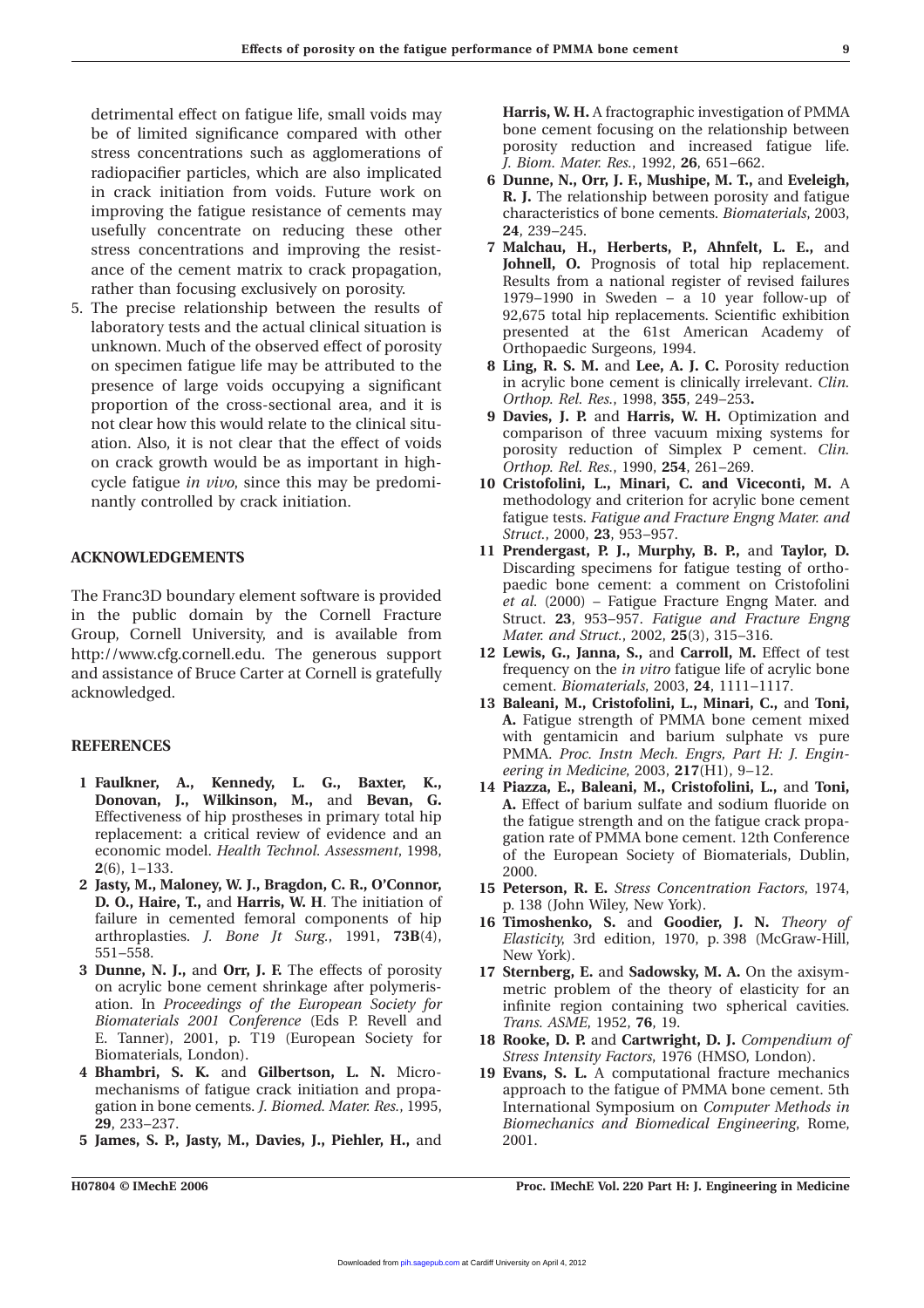detrimental effect on fatigue life, small voids may be of limited significance compared with other stress concentrations such as agglomerations of radiopacifier particles, which are also implicated in crack initiation from voids. Future work on improving the fatigue resistance of cements may usefully concentrate on reducing these other stress concentrations and improving the resistance of the cement matrix to crack propagation, rather than focusing exclusively on porosity.

5. The precise relationship between the results of laboratory tests and the actual clinical situation is unknown. Much of the observed effect of porosity on specimen fatigue life may be attributed to the presence of large voids occupying a significant proportion of the cross-sectional area, and it is not clear how this would relate to the clinical situation. Also, it is not clear that the effect of voids on crack growth would be as important in high-cycle fatigue *in vivo*, since this may be predominantly controlled by crack initiation.

## ACKNOWLEDGEMENTS

The Franc3D boundary element software is provided in the public domain by the Cornell Fracture Group, Cornell University, and is available from http://www.cfg.cornell.edu. The generous support and assistance of Bruce Carter at Cornell is gratefully acknowledged.

## REFERENCES

1 **Faulkner, A., Kennedy, L. G., Baxter, K., Donovan, J., Wilkinson, M.,** and **Bevan, G.** Effectiveness of hip prostheses in primary total hip replacement: a critical review of evidence and an economic model. *Health Technol. Assessment*, 1998, **2**(6), 1–133.

2 **Jasty, M., Maloney, W. J., Bragdon, C. R., O'Connor, D. O., Haire, T.,** and **Harris, W. H**. The initiation of failure in cemented femoral components of hip arthroplasties. *J. Bone Jt Surg.*, 1991, **73B**(4), 551–558.

3 **Dunne, N. J.,** and **Orr, J. F.** The effects of porosity on acrylic bone cement shrinkage after polymerisation. In *Proceedings of the European Society for Biomaterials 2001 Conference* (Eds P. Revell and E. Tanner), 2001, p. T19 (European Society for Biomaterials, London).

4 **Bhambri, S. K.** and **Gilbertson, L. N.** Micromechanisms of fatigue crack initiation and propagation in bone cements. *J. Biomed. Mater. Res.*, 1995, **29**, 233–237.

5 **James, S. P., Jasty, M., Davies, J., Piehler, H.,** and **Harris, W. H.** A fractographic investigation of PMMA bone cement focusing on the relationship between porosity reduction and increased fatigue life. *J. Biom. Mater. Res.*, 1992, **26**, 651–662.

6 **Dunne, N., Orr, J. F., Mushipe, M. T.,** and **Eveleigh, R. J.** The relationship between porosity and fatigue characteristics of bone cements. *Biomaterials*, 2003, **24**, 239–245.

7 **Malchau, H., Herberts, P., Ahnfelt, L. E.,** and **Johnell, O.** Prognosis of total hip replacement. Results from a national register of revised failures 1979–1990 in Sweden – a 10 year follow-up of 92,675 total hip replacements. Scientific exhibition presented at the 61st American Academy of Orthopaedic Surgeons, 1994.

8 **Ling, R. S. M.** and **Lee, A. J. C.** Porosity reduction in acrylic bone cement is clinically irrelevant. *Clin. Orthop. Rel. Res.*, 1998, **355**, 249–253**.**

9 **Davies, J. P.** and **Harris, W. H.** Optimization and comparison of three vacuum mixing systems for porosity reduction of Simplex P cement. *Clin. Orthop. Rel. Res.*, 1990, **254**, 261–269.

10 **Cristofolini, L., Minari, C. and Viceconti, M.** A methodology and criterion for acrylic bone cement fatigue tests. *Fatigue and Fracture Engng Mater. and Struct.*, 2000, **23**, 953–957.

11 **Prendergast, P. J., Murphy, B. P.,** and **Taylor, D.** Discarding specimens for fatigue testing of orthopaedic bone cement: a comment on Cristofolini *et al.* (2000) – Fatigue Fracture Engng Mater. and Struct. **23**, 953–957. *Fatigue and Fracture Engng Mater. and Struct.*, 2002, **25**(3), 315–316.

12 **Lewis, G., Janna, S.,** and **Carroll, M.** Effect of test frequency on the *in vitro* fatigue life of acrylic bone cement. *Biomaterials*, 2003, **24**, 1111–1117.

13 **Baleani, M., Cristofolini, L., Minari, C.,** and **Toni, A.** Fatigue strength of PMMA bone cement mixed with gentamicin and barium sulphate vs pure PMMA. *Proc. Instn Mech. Engrs, Part H: J. Engineering in Medicine*, 2003, **217**(H1), 9–12.

14 **Piazza, E., Baleani, M., Cristofolini, L.,** and **Toni, A.** Effect of barium sulfate and sodium fluoride on the fatigue strength and on the fatigue crack propagation rate of PMMA bone cement. 12th Conference of the European Society of Biomaterials, Dublin, 2000.

15 **Peterson, R. E.** *Stress Concentration Factors*, 1974, p. 138 (John Wiley, New York).

16 **Timoshenko, S.** and **Goodier, J. N.** *Theory of Elasticity*, 3rd edition, 1970, p. 398 (McGraw-Hill, New York).

17 **Sternberg, E.** and **Sadowsky, M. A.** On the axisymmetric problem of the theory of elasticity for an infinite region containing two spherical cavities. *Trans. ASME*, 1952, **76**, 19.

18 **Rooke, D. P.** and **Cartwright, D. J.** *Compendium of Stress Intensity Factors*, 1976 (HMSO, London).

19 **Evans, S. L.** A computational fracture mechanics approach to the fatigue of PMMA bone cement. 5th International Symposium on *Computer Methods in Biomechanics and Biomedical Engineering*, Rome, 2001.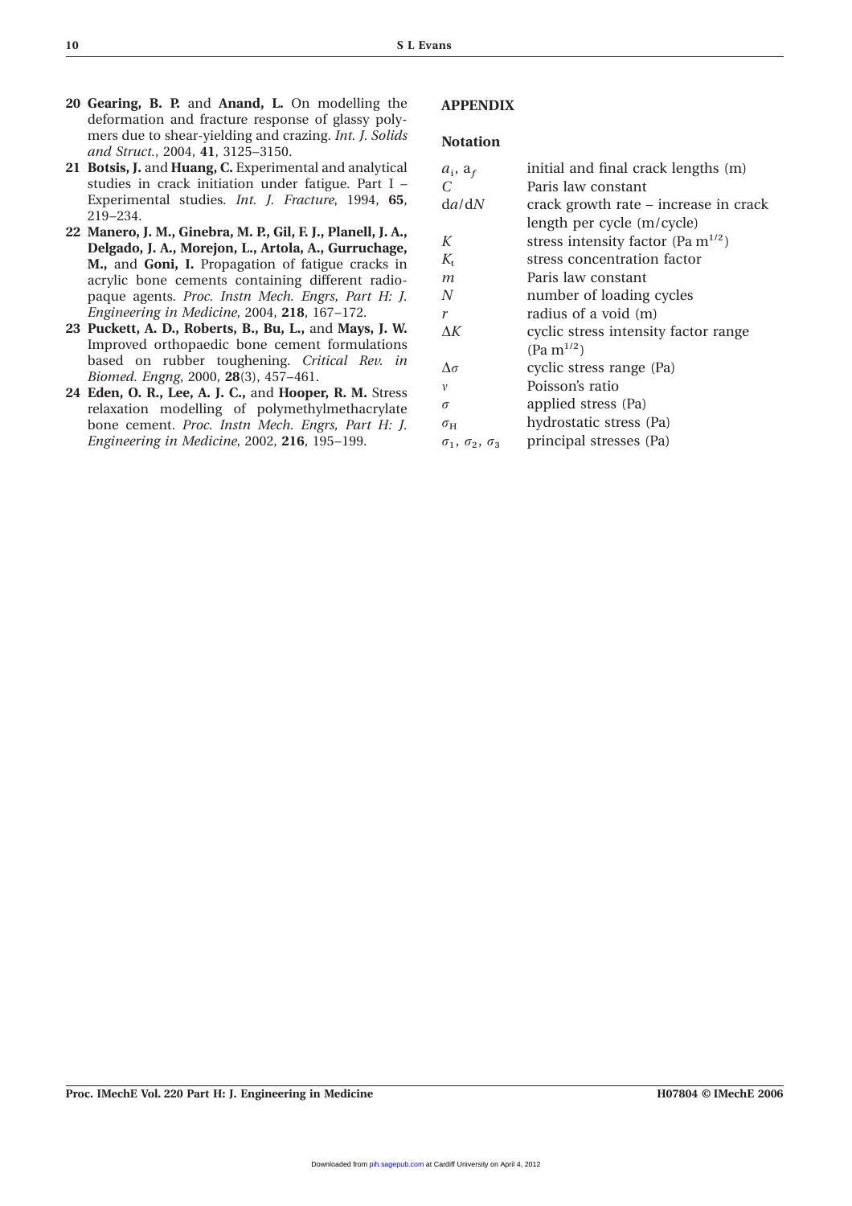20 **Gearing, B. P.** and **Anand, L.** On modelling the deformation and fracture response of glassy polymers due to shear-yielding and crazing. *Int. J. Solids and Struct.*, 2004, **41**, 3125–3150.

21 **Botsis, J.** and **Huang, C.** Experimental and analytical studies in crack initiation under fatigue. Part I – Experimental studies. *Int. J. Fracture*, 1994, **65**, 219–234.

22 **Manero, J. M., Ginebra, M. P., Gil, F. J., Planell, J. A., Delgado, J. A., Morejon, L., Artola, A., Gurruchage, M.,** and **Goni, I.** Propagation of fatigue cracks in acrylic bone cements containing different radiopaque agents. *Proc. Instn Mech. Engrs, Part H: J. Engineering in Medicine*, 2004, **218**, 167–172.

23 **Puckett, A. D., Roberts, B., Bu, L.,** and **Mays, J. W.** Improved orthopaedic bone cement formulations based on rubber toughening. *Critical Rev. in Biomed. Engng*, 2000, **28**(3), 457–461.

24 **Eden, O. R., Lee, A. J. C.,** and **Hooper, R. M.** Stress relaxation modelling of polymethylmethacrylate bone cement. *Proc. Instn Mech. Engrs, Part H: J. Engineering in Medicine*, 2002, **216**, 195–199.

## APPENDIX

### Notation

| | |
|---|---|
| $a_i$, $a_f$ | initial and final crack lengths (m) |
| $C$ | Paris law constant |
| $da/dN$ | crack growth rate – increase in crack length per cycle (m/cycle) |
| $K$ | stress intensity factor (Pa $m^{1/2}$) |
| $K_t$ | stress concentration factor |
| $m$ | Paris law constant |
| $N$ | number of loading cycles |
| $r$ | radius of a void (m) |
| $\Delta K$ | cyclic stress intensity factor range (Pa $m^{1/2}$) |
| $\Delta\sigma$ | cyclic stress range (Pa) |
| $v$ | Poisson's ratio |
| $\sigma$ | applied stress (Pa) |
| $\sigma_H$ | hydrostatic stress (Pa) |
| $\sigma_1$, $\sigma_2$, $\sigma_3$ | principal stresses (Pa) |